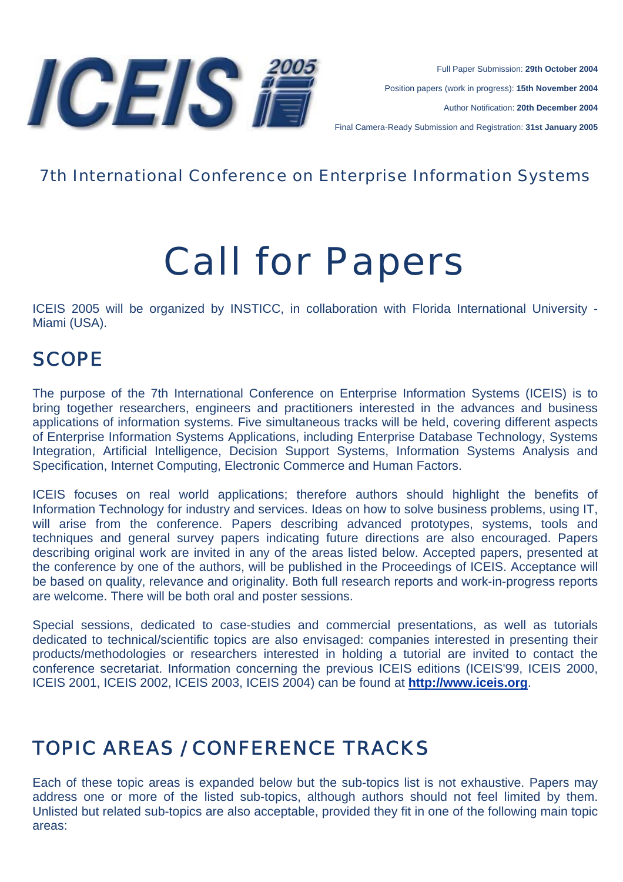# ICEIS 2005

Full Paper Submission: **29th October 2004**

Position papers (work in progress): **15th November 2004**

Author Notification: **20th December 2004**

Final Camera-Ready Submission and Registration: **31st January 2005**

## 7th International Conference on Enterprise Information Systems

# Call for Papers

ICEIS 2005 will be organized by INSTICC, in collaboration with Florida International University - Miami (USA).

## SCOPE

The purpose of the 7th International Conference on Enterprise Information Systems (ICEIS) is to bring together researchers, engineers and practitioners interested in the advances and business applications of information systems. Five simultaneous tracks will be held, covering different aspects of Enterprise Information Systems Applications, including Enterprise Database Technology, Systems Integration, Artificial Intelligence, Decision Support Systems, Information Systems Analysis and Specification, Internet Computing, Electronic Commerce and Human Factors.

ICEIS focuses on real world applications; therefore authors should highlight the benefits of Information Technology for industry and services. Ideas on how to solve business problems, using IT, will arise from the conference. Papers describing advanced prototypes, systems, tools and techniques and general survey papers indicating future directions are also encouraged. Papers describing original work are invited in any of the areas listed below. Accepted papers, presented at the conference by one of the authors, will be published in the Proceedings of ICEIS. Acceptance will be based on quality, relevance and originality. Both full research reports and work-in-progress reports are welcome. There will be both oral and poster sessions.

Special sessions, dedicated to case-studies and commercial presentations, as well as tutorials dedicated to technical/scientific topics are also envisaged: companies interested in presenting their products/methodologies or researchers interested in holding a tutorial are invited to contact the conference secretariat. Information concerning the previous ICEIS editions (ICEIS'99, ICEIS 2000, ICEIS 2001, ICEIS 2002, ICEIS 2003, ICEIS 2004) can be found at **http://www.iceis.org**.

## TOPIC AREAS / CONFERENCE TRACKS

Each of these topic areas is expanded below but the sub-topics list is not exhaustive. Papers may address one or more of the listed sub-topics, although authors should not feel limited by them. Unlisted but related sub-topics are also acceptable, provided they fit in one of the following main topic areas: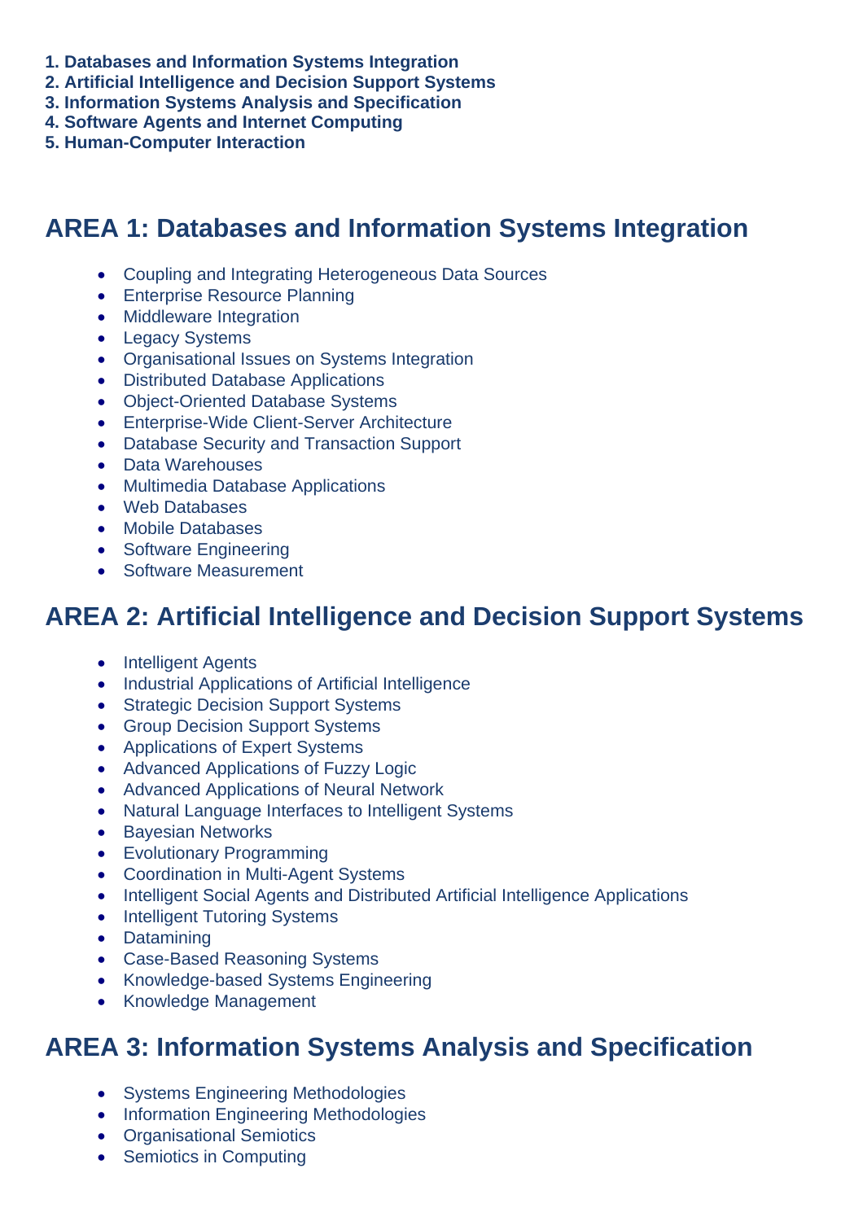1. **Databases and Information Systems Integration**
2. **Artificial Intelligence and Decision Support Systems**
3. **Information Systems Analysis and Specification**
4. **Software Agents and Internet Computing**
5. **Human-Computer Interaction**

## AREA 1: Databases and Information Systems Integration

- Coupling and Integrating Heterogeneous Data Sources
- Enterprise Resource Planning
- Middleware Integration
- Legacy Systems
- Organisational Issues on Systems Integration
- Distributed Database Applications
- Object-Oriented Database Systems
- Enterprise-Wide Client-Server Architecture
- Database Security and Transaction Support
- Data Warehouses
- Multimedia Database Applications
- Web Databases
- Mobile Databases
- Software Engineering
- Software Measurement

## AREA 2: Artificial Intelligence and Decision Support Systems

- Intelligent Agents
- Industrial Applications of Artificial Intelligence
- Strategic Decision Support Systems
- Group Decision Support Systems
- Applications of Expert Systems
- Advanced Applications of Fuzzy Logic
- Advanced Applications of Neural Network
- Natural Language Interfaces to Intelligent Systems
- Bayesian Networks
- Evolutionary Programming
- Coordination in Multi-Agent Systems
- Intelligent Social Agents and Distributed Artificial Intelligence Applications
- Intelligent Tutoring Systems
- Datamining
- Case-Based Reasoning Systems
- Knowledge-based Systems Engineering
- Knowledge Management

## AREA 3: Information Systems Analysis and Specification

- Systems Engineering Methodologies
- Information Engineering Methodologies
- Organisational Semiotics
- Semiotics in Computing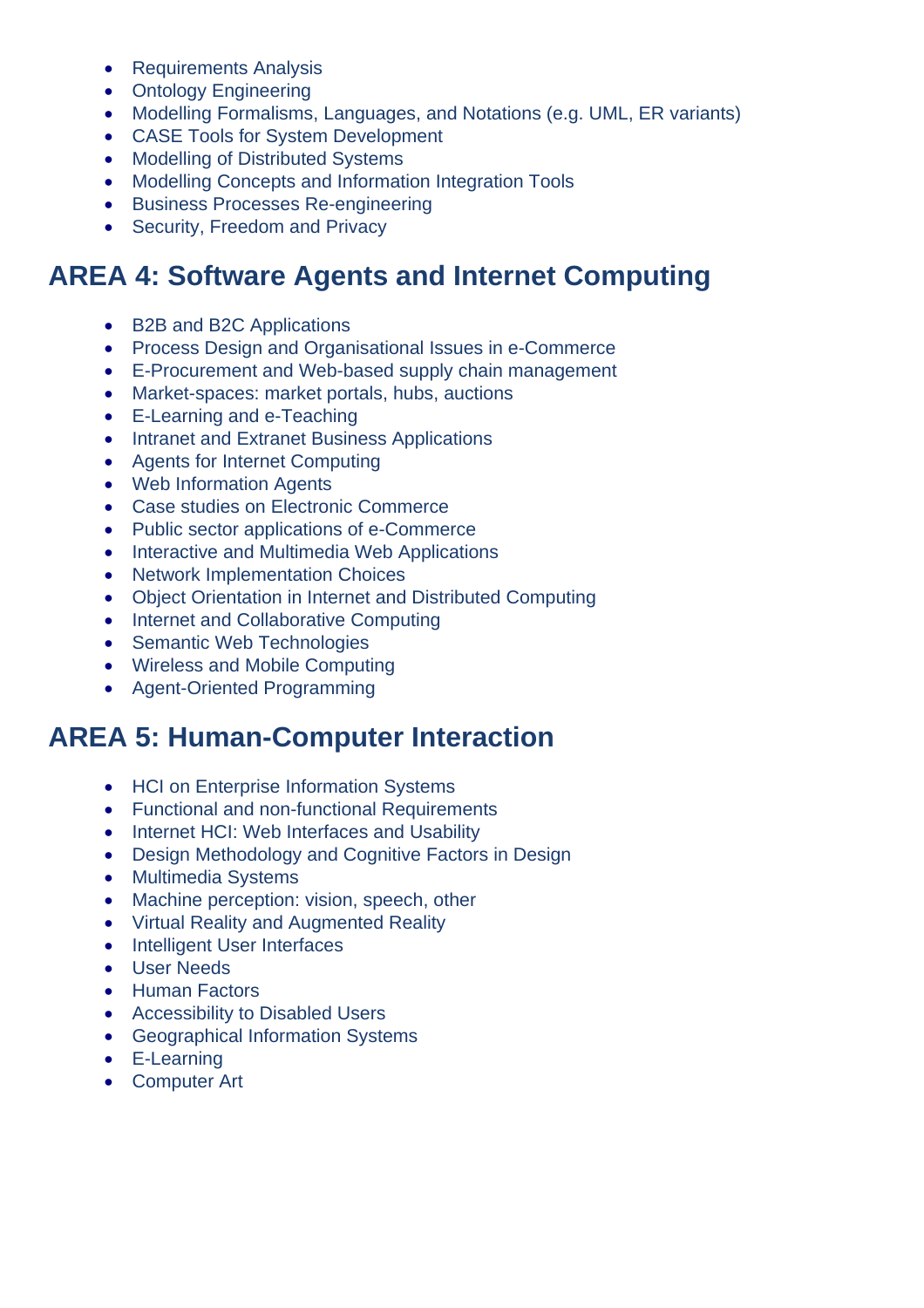- Requirements Analysis
- Ontology Engineering
- Modelling Formalisms, Languages, and Notations (e.g. UML, ER variants)
- CASE Tools for System Development
- Modelling of Distributed Systems
- Modelling Concepts and Information Integration Tools
- Business Processes Re-engineering
- Security, Freedom and Privacy

## AREA 4: Software Agents and Internet Computing

- B2B and B2C Applications
- Process Design and Organisational Issues in e-Commerce
- E-Procurement and Web-based supply chain management
- Market-spaces: market portals, hubs, auctions
- E-Learning and e-Teaching
- Intranet and Extranet Business Applications
- Agents for Internet Computing
- Web Information Agents
- Case studies on Electronic Commerce
- Public sector applications of e-Commerce
- Interactive and Multimedia Web Applications
- Network Implementation Choices
- Object Orientation in Internet and Distributed Computing
- Internet and Collaborative Computing
- Semantic Web Technologies
- Wireless and Mobile Computing
- Agent-Oriented Programming

## AREA 5: Human-Computer Interaction

- HCI on Enterprise Information Systems
- Functional and non-functional Requirements
- Internet HCI: Web Interfaces and Usability
- Design Methodology and Cognitive Factors in Design
- Multimedia Systems
- Machine perception: vision, speech, other
- Virtual Reality and Augmented Reality
- Intelligent User Interfaces
- User Needs
- Human Factors
- Accessibility to Disabled Users
- Geographical Information Systems
- E-Learning
- Computer Art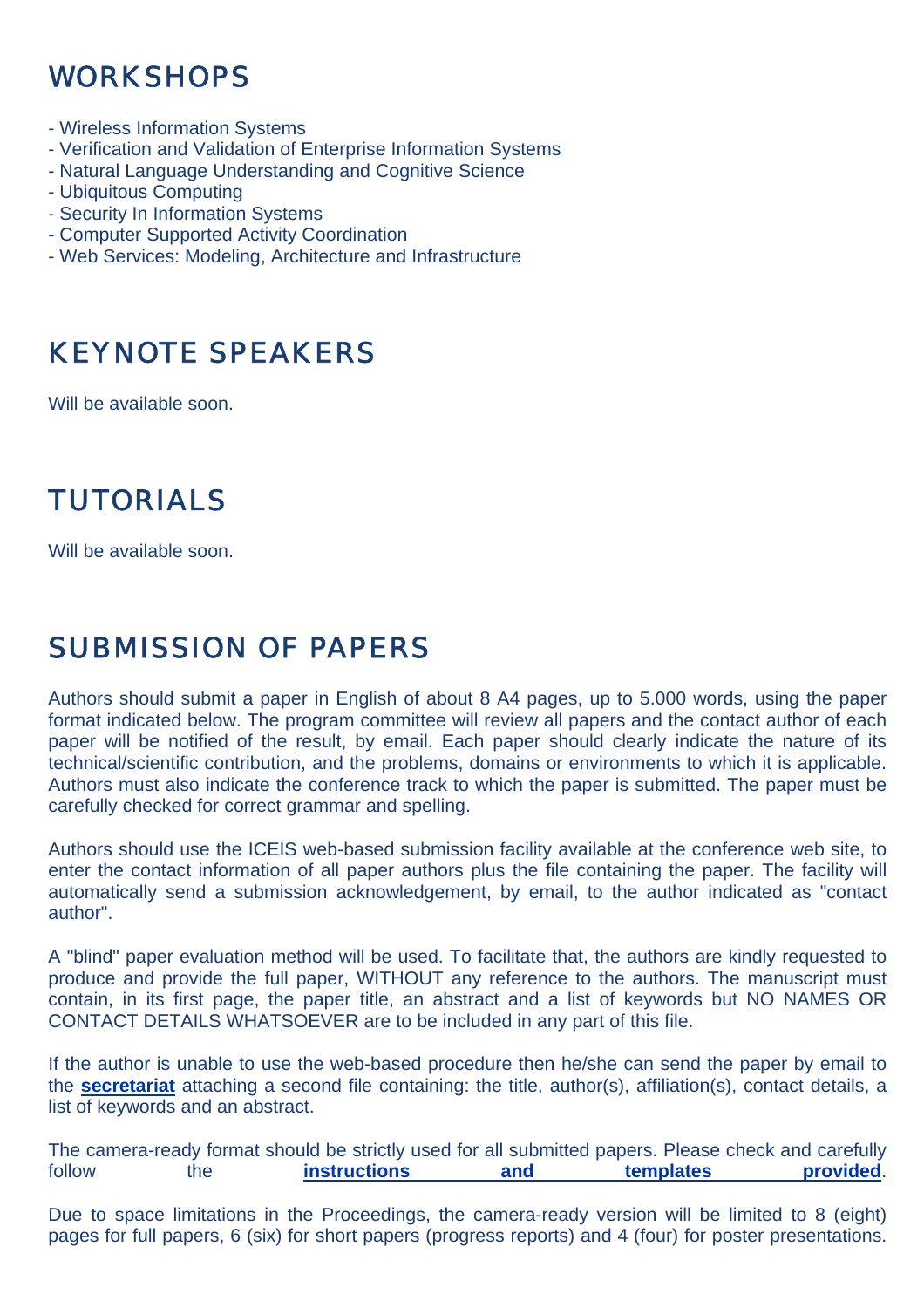## WORKSHOPS

- Wireless Information Systems
- Verification and Validation of Enterprise Information Systems
- Natural Language Understanding and Cognitive Science
- Ubiquitous Computing
- Security In Information Systems
- Computer Supported Activity Coordination
- Web Services: Modeling, Architecture and Infrastructure

## KEYNOTE SPEAKERS

Will be available soon.

## TUTORIALS

Will be available soon.

## SUBMISSION OF PAPERS

Authors should submit a paper in English of about 8 A4 pages, up to 5.000 words, using the paper format indicated below. The program committee will review all papers and the contact author of each paper will be notified of the result, by email. Each paper should clearly indicate the nature of its technical/scientific contribution, and the problems, domains or environments to which it is applicable. Authors must also indicate the conference track to which the paper is submitted. The paper must be carefully checked for correct grammar and spelling.

Authors should use the ICEIS web-based submission facility available at the conference web site, to enter the contact information of all paper authors plus the file containing the paper. The facility will automatically send a submission acknowledgement, by email, to the author indicated as "contact author".

A "blind" paper evaluation method will be used. To facilitate that, the authors are kindly requested to produce and provide the full paper, WITHOUT any reference to the authors. The manuscript must contain, in its first page, the paper title, an abstract and a list of keywords but NO NAMES OR CONTACT DETAILS WHATSOEVER are to be included in any part of this file.

If the author is unable to use the web-based procedure then he/she can send the paper by email to the **secretariat** attaching a second file containing: the title, author(s), affiliation(s), contact details, a list of keywords and an abstract.

The camera-ready format should be strictly used for all submitted papers. Please check and carefully follow the **instructions and templates provided**.

Due to space limitations in the Proceedings, the camera-ready version will be limited to 8 (eight) pages for full papers, 6 (six) for short papers (progress reports) and 4 (four) for poster presentations.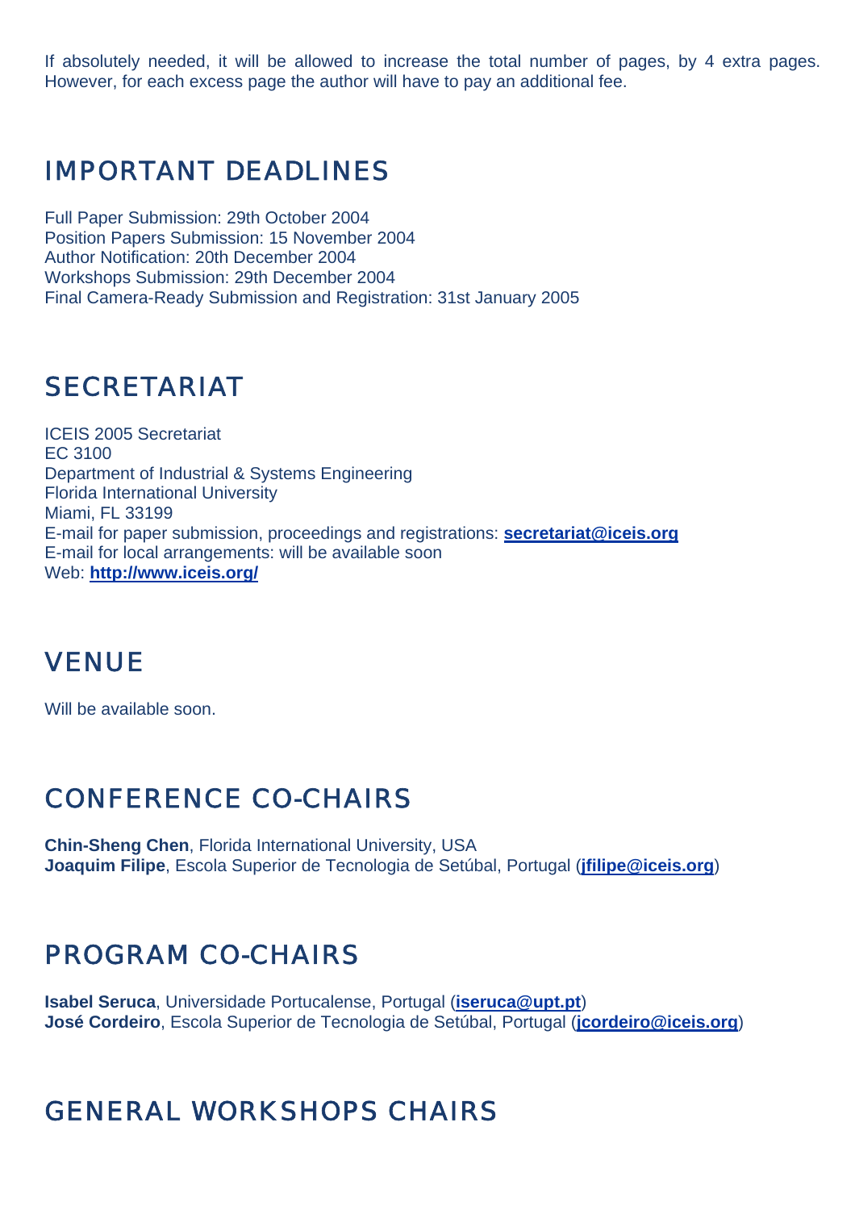If absolutely needed, it will be allowed to increase the total number of pages, by 4 extra pages. However, for each excess page the author will have to pay an additional fee.

## IMPORTANT DEADLINES

Full Paper Submission: 29th October 2004
Position Papers Submission: 15 November 2004
Author Notification: 20th December 2004
Workshops Submission: 29th December 2004
Final Camera-Ready Submission and Registration: 31st January 2005

## SECRETARIAT

ICEIS 2005 Secretariat
EC 3100
Department of Industrial & Systems Engineering
Florida International University
Miami, FL 33199
E-mail for paper submission, proceedings and registrations: **secretariat@iceis.org**
E-mail for local arrangements: will be available soon
Web: **http://www.iceis.org/**

## VENUE

Will be available soon.

## CONFERENCE CO-CHAIRS

**Chin-Sheng Chen**, Florida International University, USA
**Joaquim Filipe**, Escola Superior de Tecnologia de Setúbal, Portugal (**jfilipe@iceis.org**)

## PROGRAM CO-CHAIRS

**Isabel Seruca**, Universidade Portucalense, Portugal (**iseruca@upt.pt**)
**José Cordeiro**, Escola Superior de Tecnologia de Setúbal, Portugal (**jcordeiro@iceis.org**)

## GENERAL WORKSHOPS CHAIRS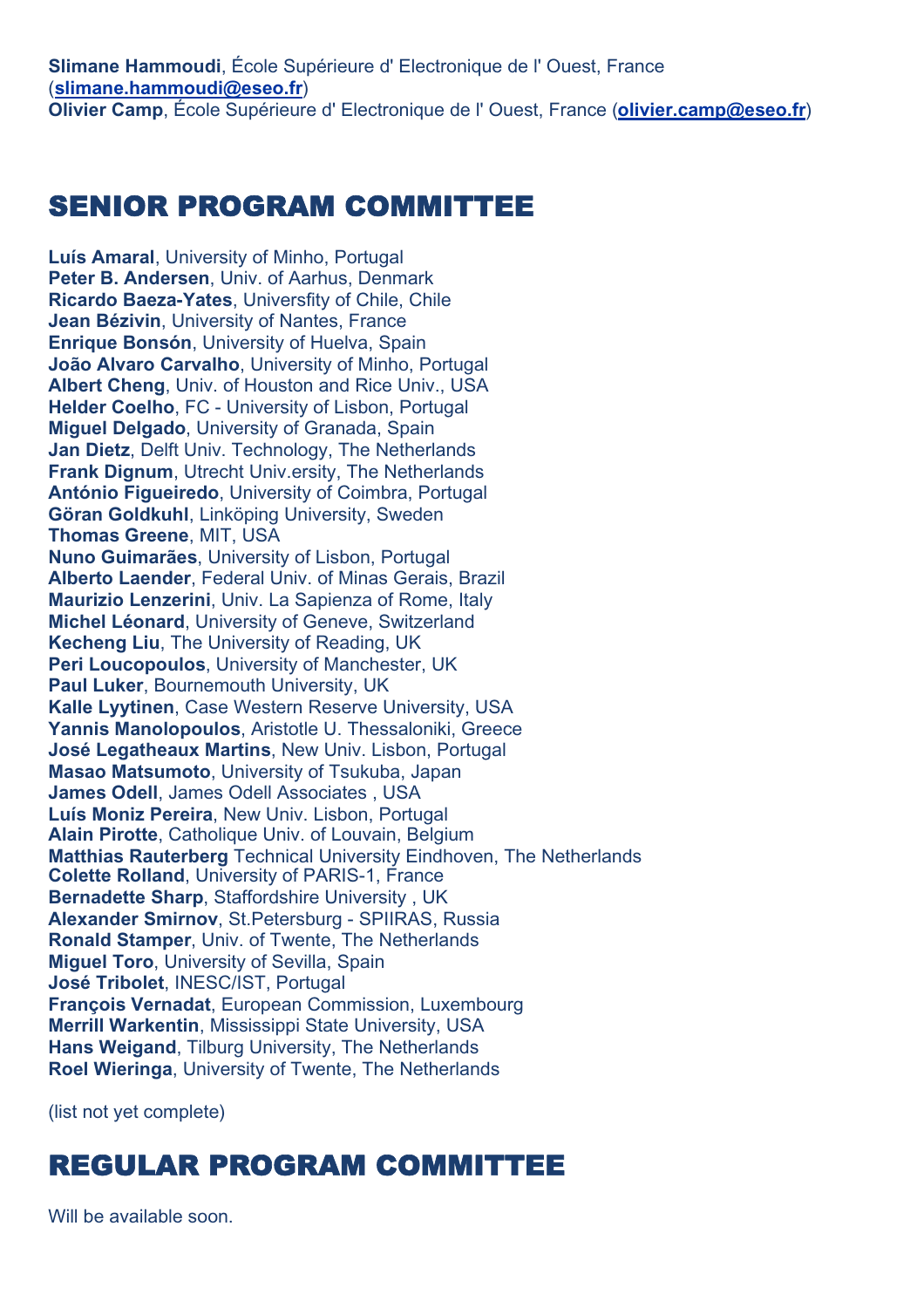**Slimane Hammoudi**, École Supérieure d' Electronique de l' Ouest, France (**slimane.hammoudi@eseo.fr**)
**Olivier Camp**, École Supérieure d' Electronique de l' Ouest, France (**olivier.camp@eseo.fr**)

## SENIOR PROGRAM COMMITTEE

**Luís Amaral**, University of Minho, Portugal
**Peter B. Andersen**, Univ. of Aarhus, Denmark
**Ricardo Baeza-Yates**, Universfity of Chile, Chile
**Jean Bézivin**, University of Nantes, France
**Enrique Bonsón**, University of Huelva, Spain
**João Alvaro Carvalho**, University of Minho, Portugal
**Albert Cheng**, Univ. of Houston and Rice Univ., USA
**Helder Coelho**, FC - University of Lisbon, Portugal
**Miguel Delgado**, University of Granada, Spain
**Jan Dietz**, Delft Univ. Technology, The Netherlands
**Frank Dignum**, Utrecht Univ.ersity, The Netherlands
**António Figueiredo**, University of Coimbra, Portugal
**Göran Goldkuhl**, Linköping University, Sweden
**Thomas Greene**, MIT, USA
**Nuno Guimarães**, University of Lisbon, Portugal
**Alberto Laender**, Federal Univ. of Minas Gerais, Brazil
**Maurizio Lenzerini**, Univ. La Sapienza of Rome, Italy
**Michel Léonard**, University of Geneve, Switzerland
**Kecheng Liu**, The University of Reading, UK
**Peri Loucopoulos**, University of Manchester, UK
**Paul Luker**, Bournemouth University, UK
**Kalle Lyytinen**, Case Western Reserve University, USA
**Yannis Manolopoulos**, Aristotle U. Thessaloniki, Greece
**José Legatheaux Martins**, New Univ. Lisbon, Portugal
**Masao Matsumoto**, University of Tsukuba, Japan
**James Odell**, James Odell Associates , USA
**Luís Moniz Pereira**, New Univ. Lisbon, Portugal
**Alain Pirotte**, Catholique Univ. of Louvain, Belgium
**Matthias Rauterberg** Technical University Eindhoven, The Netherlands
**Colette Rolland**, University of PARIS-1, France
**Bernadette Sharp**, Staffordshire University , UK
**Alexander Smirnov**, St.Petersburg - SPIIRAS, Russia
**Ronald Stamper**, Univ. of Twente, The Netherlands
**Miguel Toro**, University of Sevilla, Spain
**José Tribolet**, INESC/IST, Portugal
**François Vernadat**, European Commission, Luxembourg
**Merrill Warkentin**, Mississippi State University, USA
**Hans Weigand**, Tilburg University, The Netherlands
**Roel Wieringa**, University of Twente, The Netherlands

(list not yet complete)

## REGULAR PROGRAM COMMITTEE

Will be available soon.